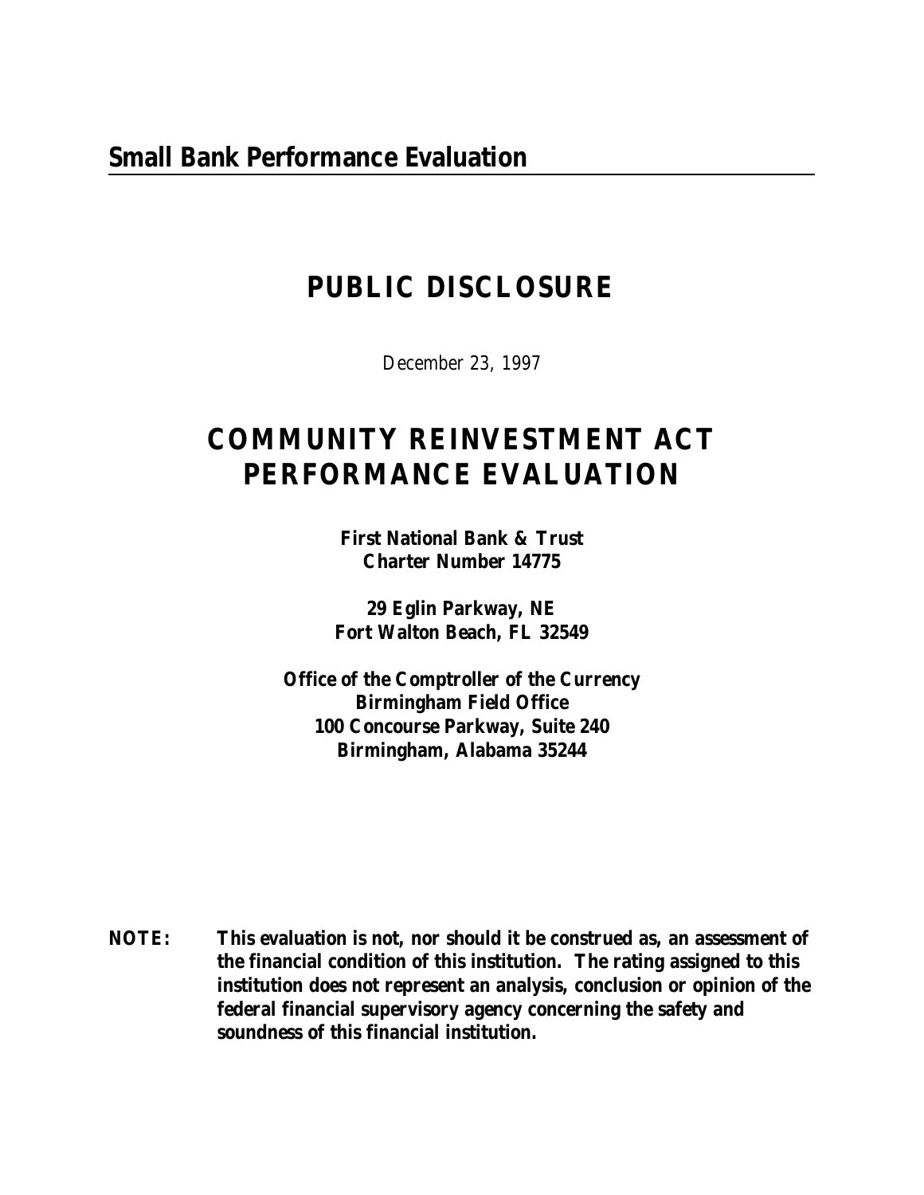## Small Bank Performance Evaluation

# PUBLIC DISCLOSURE

December 23, 1997

# COMMUNITY REINVESTMENT ACT PERFORMANCE EVALUATION

**First National Bank & Trust**
**Charter Number 14775**

**29 Eglin Parkway, NE**
**Fort Walton Beach, FL 32549**

**Office of the Comptroller of the Currency**
**Birmingham Field Office**
**100 Concourse Parkway, Suite 240**
**Birmingham, Alabama 35244**

**NOTE: This evaluation is not, nor should it be construed as, an assessment of the financial condition of this institution. The rating assigned to this institution does not represent an analysis, conclusion or opinion of the federal financial supervisory agency concerning the safety and soundness of this financial institution.**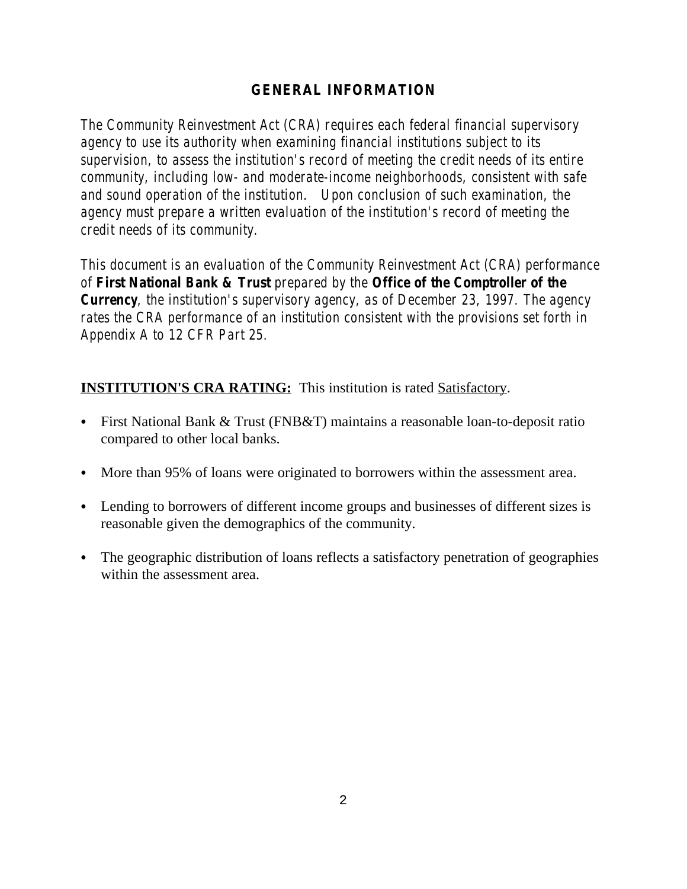## GENERAL INFORMATION

*The Community Reinvestment Act (CRA) requires each federal financial supervisory agency to use its authority when examining financial institutions subject to its supervision, to assess the institution's record of meeting the credit needs of its entire community, including low- and moderate-income neighborhoods, consistent with safe and sound operation of the institution. Upon conclusion of such examination, the agency must prepare a written evaluation of the institution's record of meeting the credit needs of its community.*

*This document is an evaluation of the Community Reinvestment Act (CRA) performance of* ***First National Bank & Trust*** *prepared by the* ***Office of the Comptroller of the Currency****, the institution's supervisory agency, as of December 23, 1997. The agency rates the CRA performance of an institution consistent with the provisions set forth in Appendix A to 12 CFR Part 25.*

**INSTITUTION'S CRA RATING:** This institution is rated Satisfactory.

- First National Bank & Trust (FNB&T) maintains a reasonable loan-to-deposit ratio compared to other local banks.
- More than 95% of loans were originated to borrowers within the assessment area.
- Lending to borrowers of different income groups and businesses of different sizes is reasonable given the demographics of the community.
- The geographic distribution of loans reflects a satisfactory penetration of geographies within the assessment area.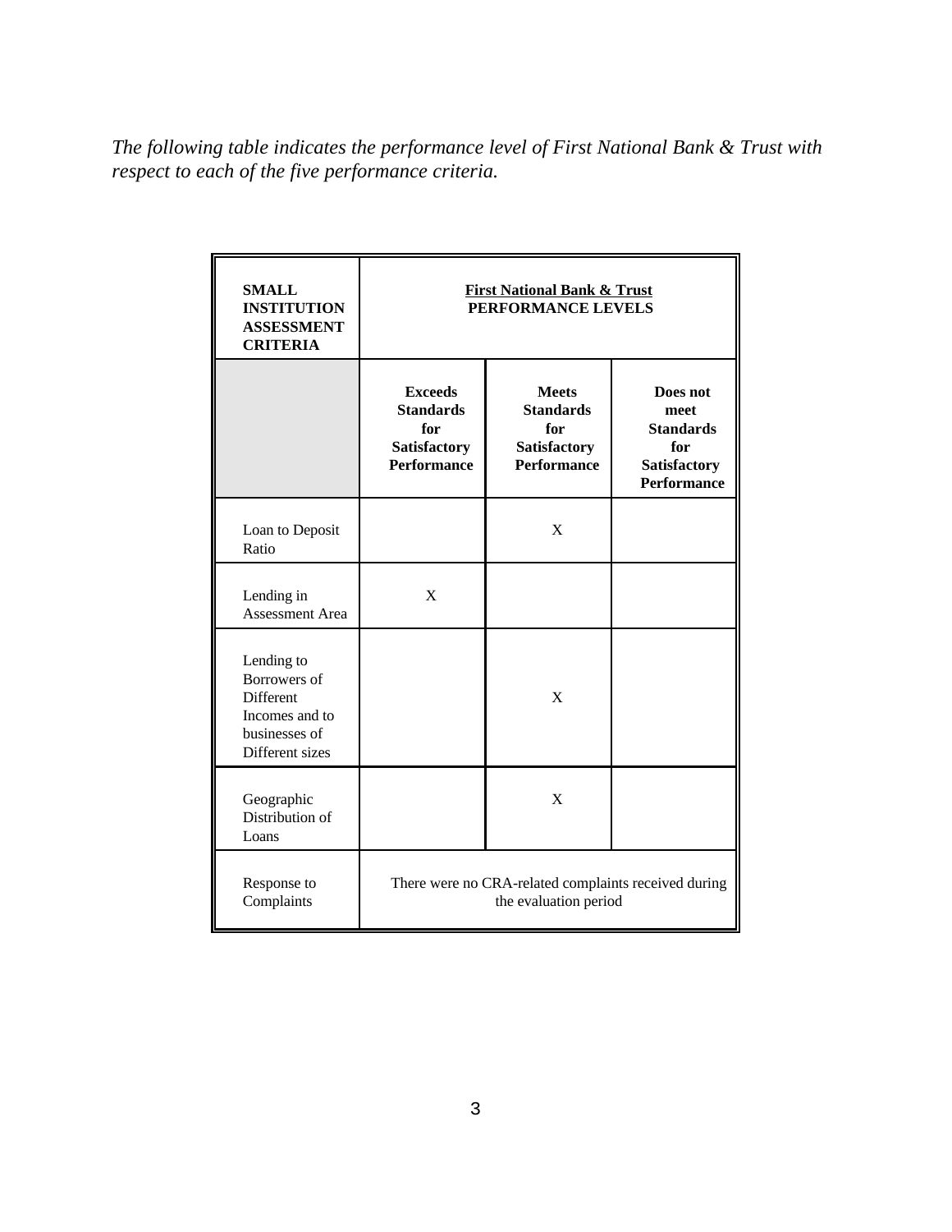*The following table indicates the performance level of First National Bank & Trust with respect to each of the five performance criteria.*

| **SMALL INSTITUTION ASSESSMENT CRITERIA** | **First National Bank & Trust PERFORMANCE LEVELS** | | |
|---|---|---|---|
| | **Exceeds Standards for Satisfactory Performance** | **Meets Standards for Satisfactory Performance** | **Does not meet Standards for Satisfactory Performance** |
| Loan to Deposit Ratio | | X | |
| Lending in Assessment Area | X | | |
| Lending to Borrowers of Different Incomes and to businesses of Different sizes | | X | |
| Geographic Distribution of Loans | | X | |
| Response to Complaints | There were no CRA-related complaints received during the evaluation period | | |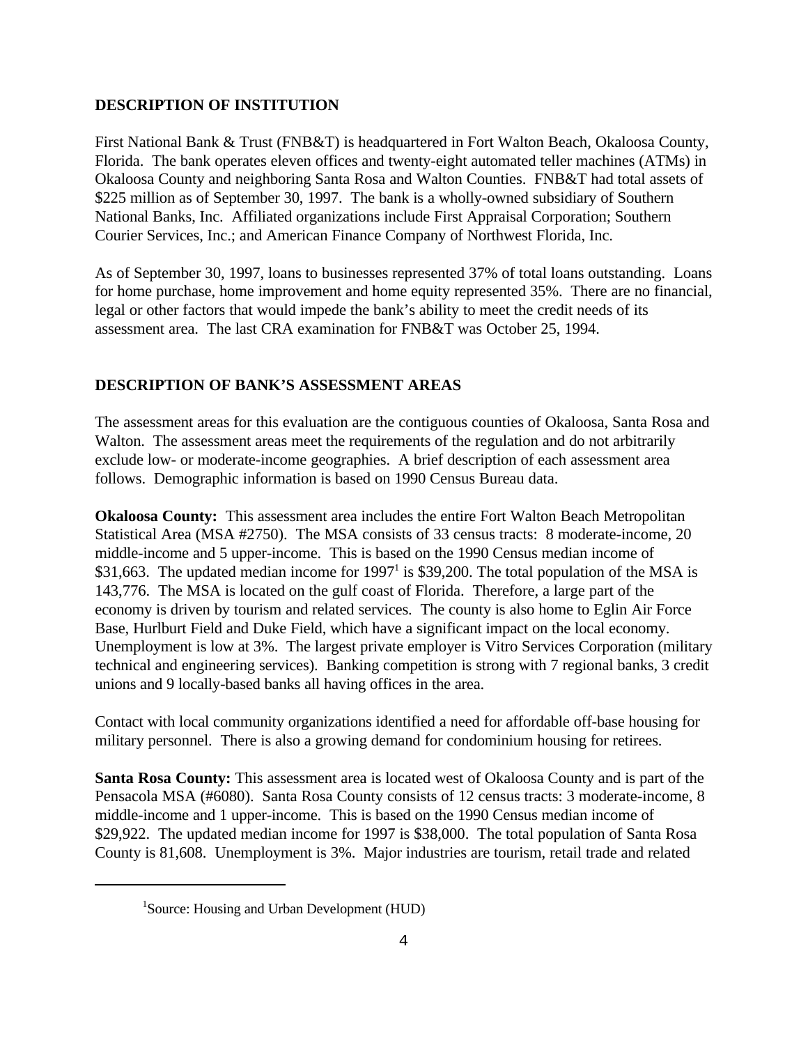## DESCRIPTION OF INSTITUTION

First National Bank & Trust (FNB&T) is headquartered in Fort Walton Beach, Okaloosa County, Florida. The bank operates eleven offices and twenty-eight automated teller machines (ATMs) in Okaloosa County and neighboring Santa Rosa and Walton Counties. FNB&T had total assets of $225 million as of September 30, 1997. The bank is a wholly-owned subsidiary of Southern National Banks, Inc. Affiliated organizations include First Appraisal Corporation; Southern Courier Services, Inc.; and American Finance Company of Northwest Florida, Inc.

As of September 30, 1997, loans to businesses represented 37% of total loans outstanding. Loans for home purchase, home improvement and home equity represented 35%. There are no financial, legal or other factors that would impede the bank's ability to meet the credit needs of its assessment area. The last CRA examination for FNB&T was October 25, 1994.

## DESCRIPTION OF BANK'S ASSESSMENT AREAS

The assessment areas for this evaluation are the contiguous counties of Okaloosa, Santa Rosa and Walton. The assessment areas meet the requirements of the regulation and do not arbitrarily exclude low- or moderate-income geographies. A brief description of each assessment area follows. Demographic information is based on 1990 Census Bureau data.

**Okaloosa County:** This assessment area includes the entire Fort Walton Beach Metropolitan Statistical Area (MSA #2750). The MSA consists of 33 census tracts: 8 moderate-income, 20 middle-income and 5 upper-income. This is based on the 1990 Census median income of $31,663. The updated median income for 1997[1] is $39,200. The total population of the MSA is 143,776. The MSA is located on the gulf coast of Florida. Therefore, a large part of the economy is driven by tourism and related services. The county is also home to Eglin Air Force Base, Hurlburt Field and Duke Field, which have a significant impact on the local economy. Unemployment is low at 3%. The largest private employer is Vitro Services Corporation (military technical and engineering services). Banking competition is strong with 7 regional banks, 3 credit unions and 9 locally-based banks all having offices in the area.

Contact with local community organizations identified a need for affordable off-base housing for military personnel. There is also a growing demand for condominium housing for retirees.

**Santa Rosa County:** This assessment area is located west of Okaloosa County and is part of the Pensacola MSA (#6080). Santa Rosa County consists of 12 census tracts: 3 moderate-income, 8 middle-income and 1 upper-income. This is based on the 1990 Census median income of $29,922. The updated median income for 1997 is $38,000. The total population of Santa Rosa County is 81,608. Unemployment is 3%. Major industries are tourism, retail trade and related

[1] Source: Housing and Urban Development (HUD)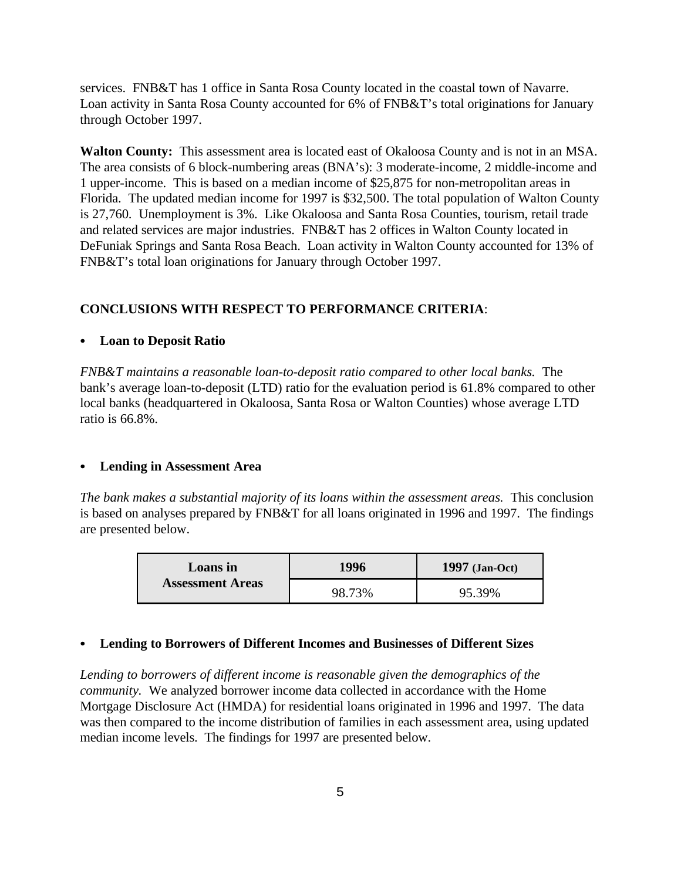services. FNB&T has 1 office in Santa Rosa County located in the coastal town of Navarre. Loan activity in Santa Rosa County accounted for 6% of FNB&T's total originations for January through October 1997.

**Walton County:** This assessment area is located east of Okaloosa County and is not in an MSA. The area consists of 6 block-numbering areas (BNA's): 3 moderate-income, 2 middle-income and 1 upper-income. This is based on a median income of $25,875 for non-metropolitan areas in Florida. The updated median income for 1997 is $32,500. The total population of Walton County is 27,760. Unemployment is 3%. Like Okaloosa and Santa Rosa Counties, tourism, retail trade and related services are major industries. FNB&T has 2 offices in Walton County located in DeFuniak Springs and Santa Rosa Beach. Loan activity in Walton County accounted for 13% of FNB&T's total loan originations for January through October 1997.

## CONCLUSIONS WITH RESPECT TO PERFORMANCE CRITERIA:

- **Loan to Deposit Ratio**

*FNB&T maintains a reasonable loan-to-deposit ratio compared to other local banks.* The bank's average loan-to-deposit (LTD) ratio for the evaluation period is 61.8% compared to other local banks (headquartered in Okaloosa, Santa Rosa or Walton Counties) whose average LTD ratio is 66.8%.

- **Lending in Assessment Area**

*The bank makes a substantial majority of its loans within the assessment areas.* This conclusion is based on analyses prepared by FNB&T for all loans originated in 1996 and 1997. The findings are presented below.

| Loans in Assessment Areas | 1996 | 1997 (Jan-Oct) |
|---|---|---|
| | 98.73% | 95.39% |

- **Lending to Borrowers of Different Incomes and Businesses of Different Sizes**

*Lending to borrowers of different income is reasonable given the demographics of the community.* We analyzed borrower income data collected in accordance with the Home Mortgage Disclosure Act (HMDA) for residential loans originated in 1996 and 1997. The data was then compared to the income distribution of families in each assessment area, using updated median income levels. The findings for 1997 are presented below.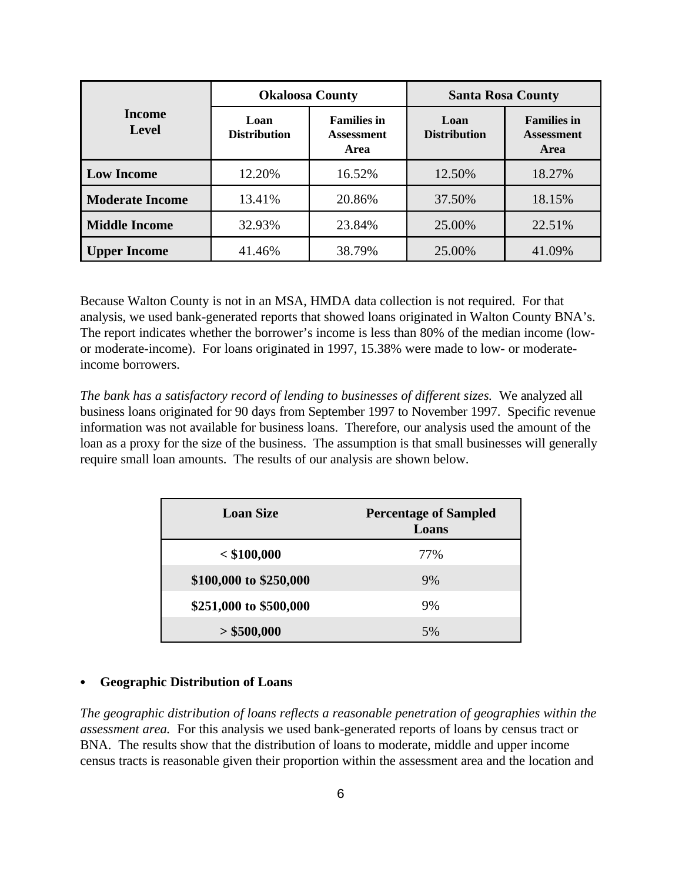| Income Level | Okaloosa County | | Santa Rosa County | |
|---|---|---|---|---|
| | Loan Distribution | Families in Assessment Area | Loan Distribution | Families in Assessment Area |
| **Low Income** | 12.20% | 16.52% | 12.50% | 18.27% |
| **Moderate Income** | 13.41% | 20.86% | 37.50% | 18.15% |
| **Middle Income** | 32.93% | 23.84% | 25.00% | 22.51% |
| **Upper Income** | 41.46% | 38.79% | 25.00% | 41.09% |

Because Walton County is not in an MSA, HMDA data collection is not required. For that analysis, we used bank-generated reports that showed loans originated in Walton County BNA's. The report indicates whether the borrower's income is less than 80% of the median income (low- or moderate-income). For loans originated in 1997, 15.38% were made to low- or moderate-income borrowers.

*The bank has a satisfactory record of lending to businesses of different sizes.* We analyzed all business loans originated for 90 days from September 1997 to November 1997. Specific revenue information was not available for business loans. Therefore, our analysis used the amount of the loan as a proxy for the size of the business. The assumption is that small businesses will generally require small loan amounts. The results of our analysis are shown below.

| Loan Size | Percentage of Sampled Loans |
|---|---|
| **< $100,000** | 77% |
| **$100,000 to $250,000** | 9% |
| **$251,000 to $500,000** | 9% |
| **> $500,000** | 5% |

- **Geographic Distribution of Loans**

*The geographic distribution of loans reflects a reasonable penetration of geographies within the assessment area.* For this analysis we used bank-generated reports of loans by census tract or BNA. The results show that the distribution of loans to moderate, middle and upper income census tracts is reasonable given their proportion within the assessment area and the location and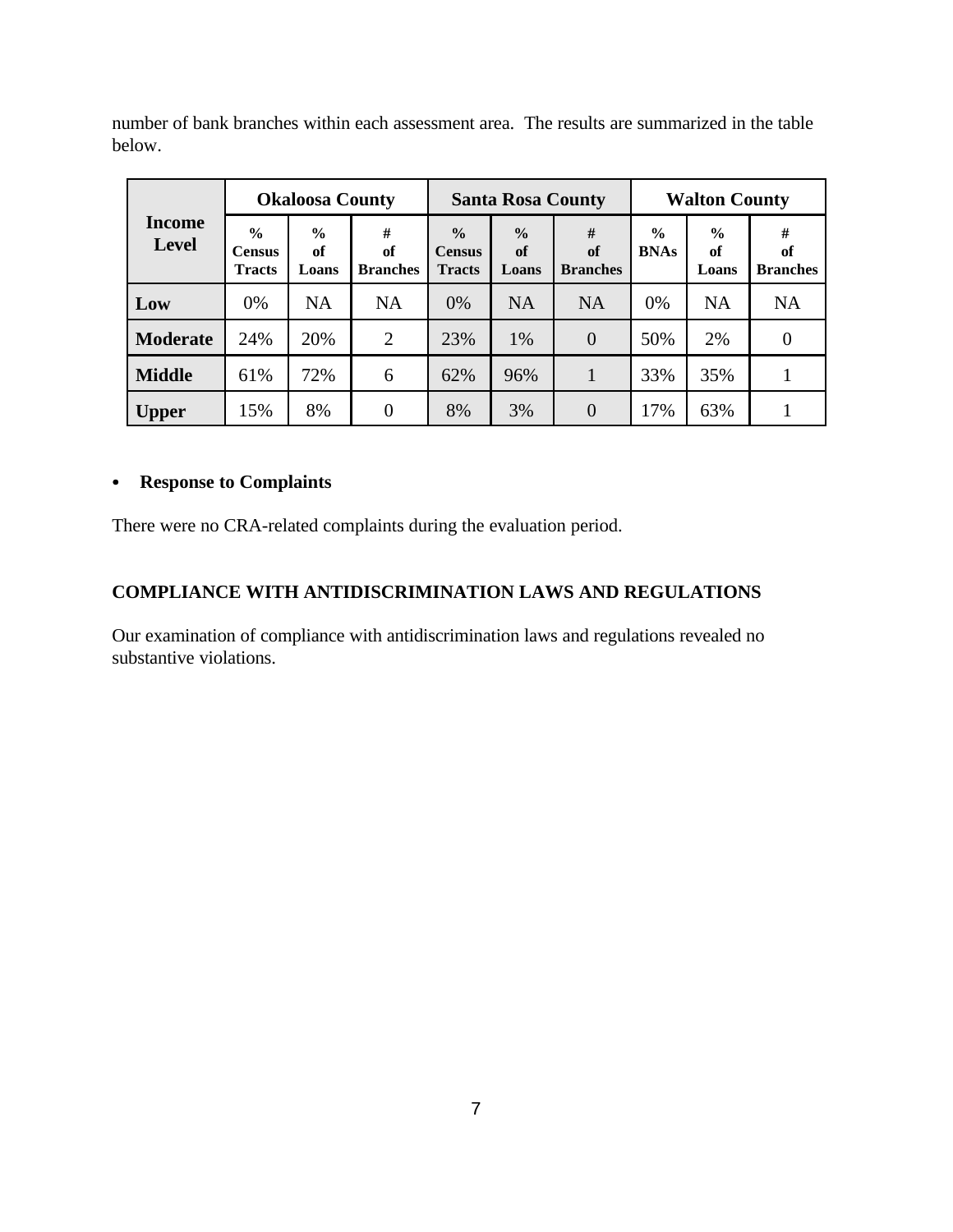number of bank branches within each assessment area. The results are summarized in the table below.

| Income Level | Okaloosa County | | | Santa Rosa County | | | Walton County | | |
|---|---|---|---|---|---|---|---|---|---|
| | % Census Tracts | % of Loans | # of Branches | % Census Tracts | % of Loans | # of Branches | % BNAs | % of Loans | # of Branches |
| **Low** | 0% | NA | NA | 0% | NA | NA | 0% | NA | NA |
| **Moderate** | 24% | 20% | 2 | 23% | 1% | 0 | 50% | 2% | 0 |
| **Middle** | 61% | 72% | 6 | 62% | 96% | 1 | 33% | 35% | 1 |
| **Upper** | 15% | 8% | 0 | 8% | 3% | 0 | 17% | 63% | 1 |

- **Response to Complaints**

There were no CRA-related complaints during the evaluation period.

## COMPLIANCE WITH ANTIDISCRIMINATION LAWS AND REGULATIONS

Our examination of compliance with antidiscrimination laws and regulations revealed no substantive violations.